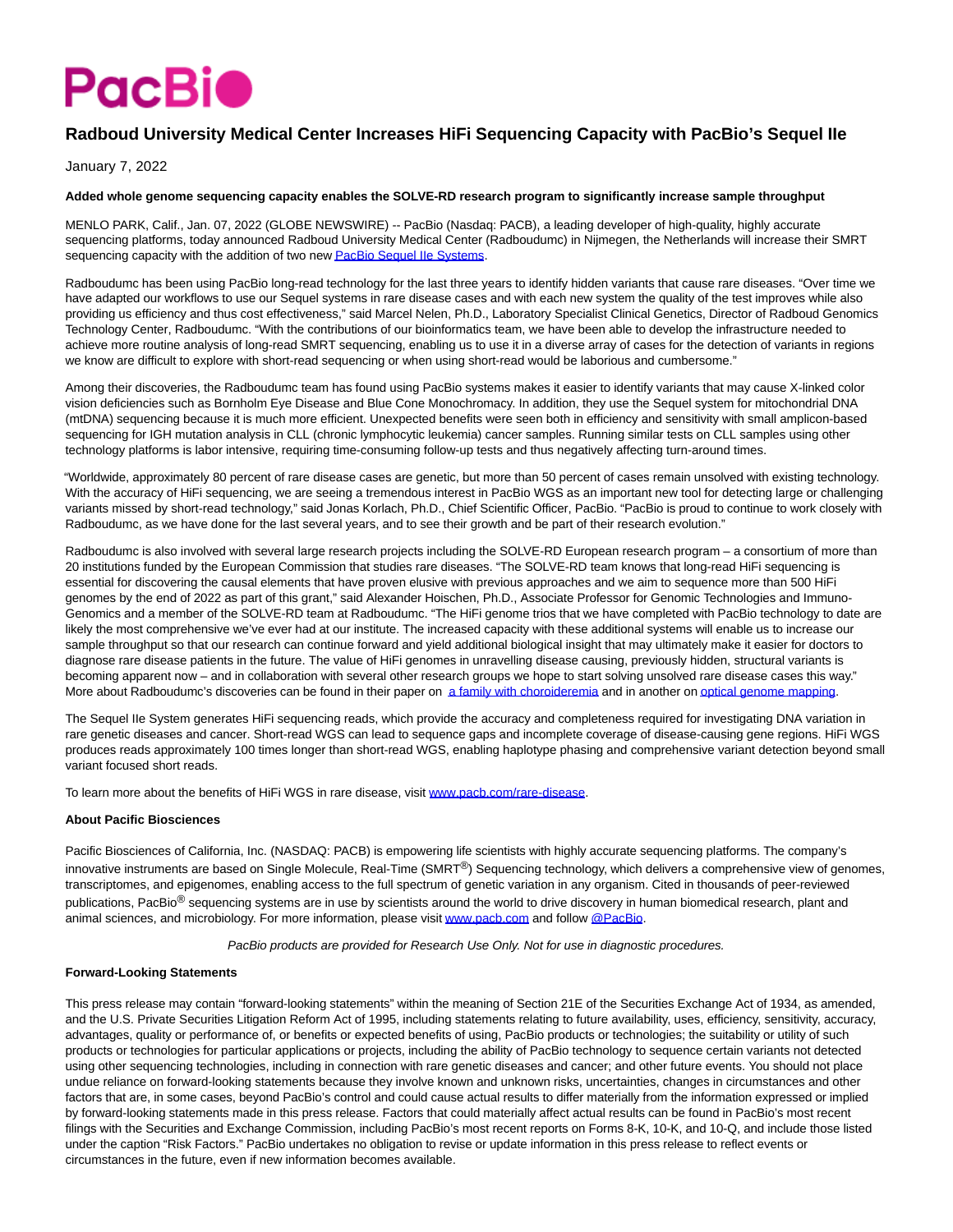PacBio

# Radboud University Medical Center Increases HiFi Sequencing Capacity with PacBio's Sequel IIe

January 7, 2022

**Added whole genome sequencing capacity enables the SOLVE-RD research program to significantly increase sample throughput**

MENLO PARK, Calif., Jan. 07, 2022 (GLOBE NEWSWIRE) -- PacBio (Nasdaq: PACB), a leading developer of high-quality, highly accurate sequencing platforms, today announced Radboud University Medical Center (Radboudumc) in Nijmegen, the Netherlands will increase their SMRT sequencing capacity with the addition of two new PacBio Sequel IIe Systems.

Radboudumc has been using PacBio long-read technology for the last three years to identify hidden variants that cause rare diseases. "Over time we have adapted our workflows to use our Sequel systems in rare disease cases and with each new system the quality of the test improves while also providing us efficiency and thus cost effectiveness," said Marcel Nelen, Ph.D., Laboratory Specialist Clinical Genetics, Director of Radboud Genomics Technology Center, Radboudumc. "With the contributions of our bioinformatics team, we have been able to develop the infrastructure needed to achieve more routine analysis of long-read SMRT sequencing, enabling us to use it in a diverse array of cases for the detection of variants in regions we know are difficult to explore with short-read sequencing or when using short-read would be laborious and cumbersome."

Among their discoveries, the Radboudumc team has found using PacBio systems makes it easier to identify variants that may cause X-linked color vision deficiencies such as Bornholm Eye Disease and Blue Cone Monochromacy. In addition, they use the Sequel system for mitochondrial DNA (mtDNA) sequencing because it is much more efficient. Unexpected benefits were seen both in efficiency and sensitivity with small amplicon-based sequencing for IGH mutation analysis in CLL (chronic lymphocytic leukemia) cancer samples. Running similar tests on CLL samples using other technology platforms is labor intensive, requiring time-consuming follow-up tests and thus negatively affecting turn-around times.

"Worldwide, approximately 80 percent of rare disease cases are genetic, but more than 50 percent of cases remain unsolved with existing technology. With the accuracy of HiFi sequencing, we are seeing a tremendous interest in PacBio WGS as an important new tool for detecting large or challenging variants missed by short-read technology," said Jonas Korlach, Ph.D., Chief Scientific Officer, PacBio. "PacBio is proud to continue to work closely with Radboudumc, as we have done for the last several years, and to see their growth and be part of their research evolution."

Radboudumc is also involved with several large research projects including the SOLVE-RD European research program – a consortium of more than 20 institutions funded by the European Commission that studies rare diseases. "The SOLVE-RD team knows that long-read HiFi sequencing is essential for discovering the causal elements that have proven elusive with previous approaches and we aim to sequence more than 500 HiFi genomes by the end of 2022 as part of this grant," said Alexander Hoischen, Ph.D., Associate Professor for Genomic Technologies and Immuno-Genomics and a member of the SOLVE-RD team at Radboudumc. "The HiFi genome trios that we have completed with PacBio technology to date are likely the most comprehensive we've ever had at our institute. The increased capacity with these additional systems will enable us to increase our sample throughput so that our research can continue forward and yield additional biological insight that may ultimately make it easier for doctors to diagnose rare disease patients in the future. The value of HiFi genomes in unravelling disease causing, previously hidden, structural variants is becoming apparent now – and in collaboration with several other research groups we hope to start solving unsolved rare disease cases this way." More about Radboudumc's discoveries can be found in their paper on a family with choroideremia and in another on optical genome mapping.

The Sequel IIe System generates HiFi sequencing reads, which provide the accuracy and completeness required for investigating DNA variation in rare genetic diseases and cancer. Short-read WGS can lead to sequence gaps and incomplete coverage of disease-causing gene regions. HiFi WGS produces reads approximately 100 times longer than short-read WGS, enabling haplotype phasing and comprehensive variant detection beyond small variant focused short reads.

To learn more about the benefits of HiFi WGS in rare disease, visit www.pacb.com/rare-disease.

**About Pacific Biosciences**

Pacific Biosciences of California, Inc. (NASDAQ: PACB) is empowering life scientists with highly accurate sequencing platforms. The company's innovative instruments are based on Single Molecule, Real-Time (SMRT®) Sequencing technology, which delivers a comprehensive view of genomes, transcriptomes, and epigenomes, enabling access to the full spectrum of genetic variation in any organism. Cited in thousands of peer-reviewed publications, PacBio® sequencing systems are in use by scientists around the world to drive discovery in human biomedical research, plant and animal sciences, and microbiology. For more information, please visit www.pacb.com and follow @PacBio.

*PacBio products are provided for Research Use Only. Not for use in diagnostic procedures.*

**Forward-Looking Statements**

This press release may contain "forward-looking statements" within the meaning of Section 21E of the Securities Exchange Act of 1934, as amended, and the U.S. Private Securities Litigation Reform Act of 1995, including statements relating to future availability, uses, efficiency, sensitivity, accuracy, advantages, quality or performance of, or benefits or expected benefits of using, PacBio products or technologies; the suitability or utility of such products or technologies for particular applications or projects, including the ability of PacBio technology to sequence certain variants not detected using other sequencing technologies, including in connection with rare genetic diseases and cancer; and other future events. You should not place undue reliance on forward-looking statements because they involve known and unknown risks, uncertainties, changes in circumstances and other factors that are, in some cases, beyond PacBio's control and could cause actual results to differ materially from the information expressed or implied by forward-looking statements made in this press release. Factors that could materially affect actual results can be found in PacBio's most recent filings with the Securities and Exchange Commission, including PacBio's most recent reports on Forms 8-K, 10-K, and 10-Q, and include those listed under the caption "Risk Factors." PacBio undertakes no obligation to revise or update information in this press release to reflect events or circumstances in the future, even if new information becomes available.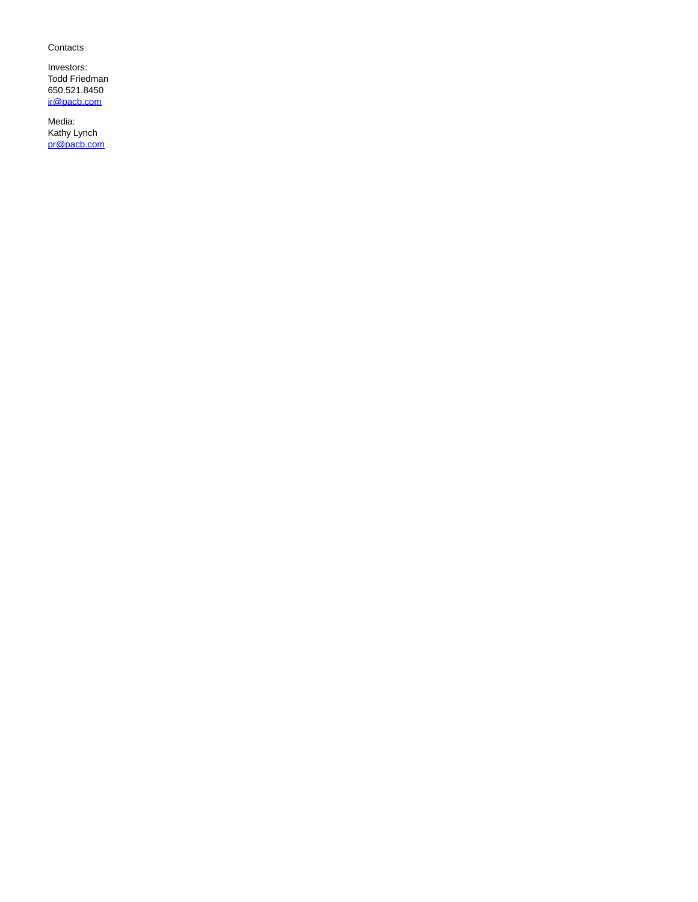Contacts

Investors:
Todd Friedman
650.521.8450
ir@pacb.com

Media:
Kathy Lynch
pr@pacb.com